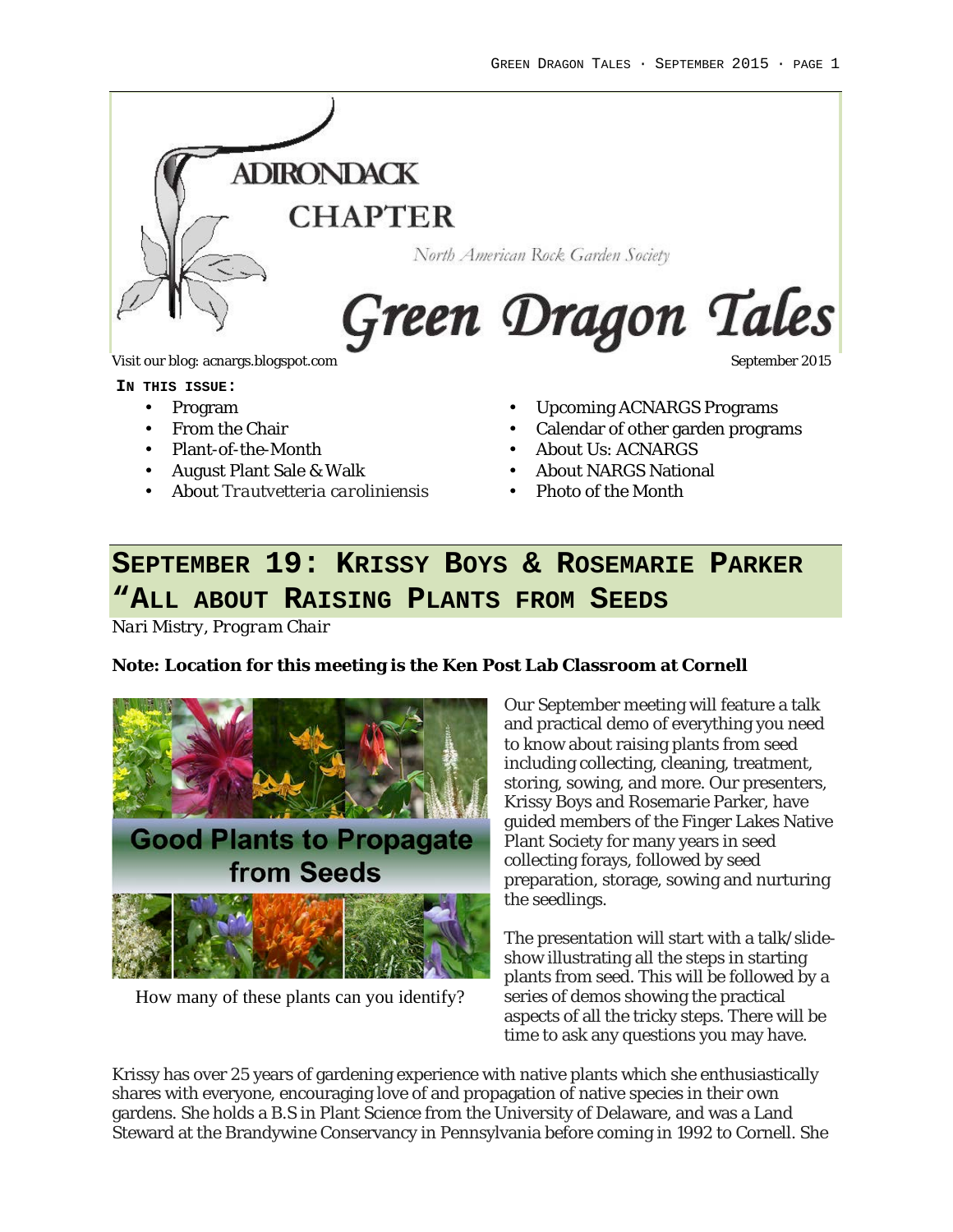# ADIRONDACK CHAPTER

North American Rock Garden Society

# Green Dragon Tales

Visit our blog: acnargs.blogspot.com

September 2015

**IN THIS ISSUE:**

- Program
- From the Chair
- Plant-of-the-Month
- August Plant Sale & Walk
- About *Trautvetteria caroliniensis*
- Upcoming ACNARGS Programs
- Calendar of other garden programs
- About Us: ACNARGS
- About NARGS National
- Photo of the Month

## SEPTEMBER 19: KRISSY BOYS & ROSEMARIE PARKER "ALL ABOUT RAISING PLANTS FROM SEEDS

*Nari Mistry, Program Chair*

**Note: Location for this meeting is the Ken Post Lab Classroom at Cornell**

Good Plants to Propagate from Seeds

How many of these plants can you identify?

Our September meeting will feature a talk and practical demo of everything you need to know about raising plants from seed including collecting, cleaning, treatment, storing, sowing, and more. Our presenters, Krissy Boys and Rosemarie Parker, have guided members of the Finger Lakes Native Plant Society for many years in seed collecting forays, followed by seed preparation, storage, sowing and nurturing the seedlings.

The presentation will start with a talk/slide-show illustrating all the steps in starting plants from seed. This will be followed by a series of demos showing the practical aspects of all the tricky steps. There will be time to ask any questions you may have.

Krissy has over 25 years of gardening experience with native plants which she enthusiastically shares with everyone, encouraging love of and propagation of native species in their own gardens. She holds a B.S in Plant Science from the University of Delaware, and was a Land Steward at the Brandywine Conservancy in Pennsylvania before coming in 1992 to Cornell. She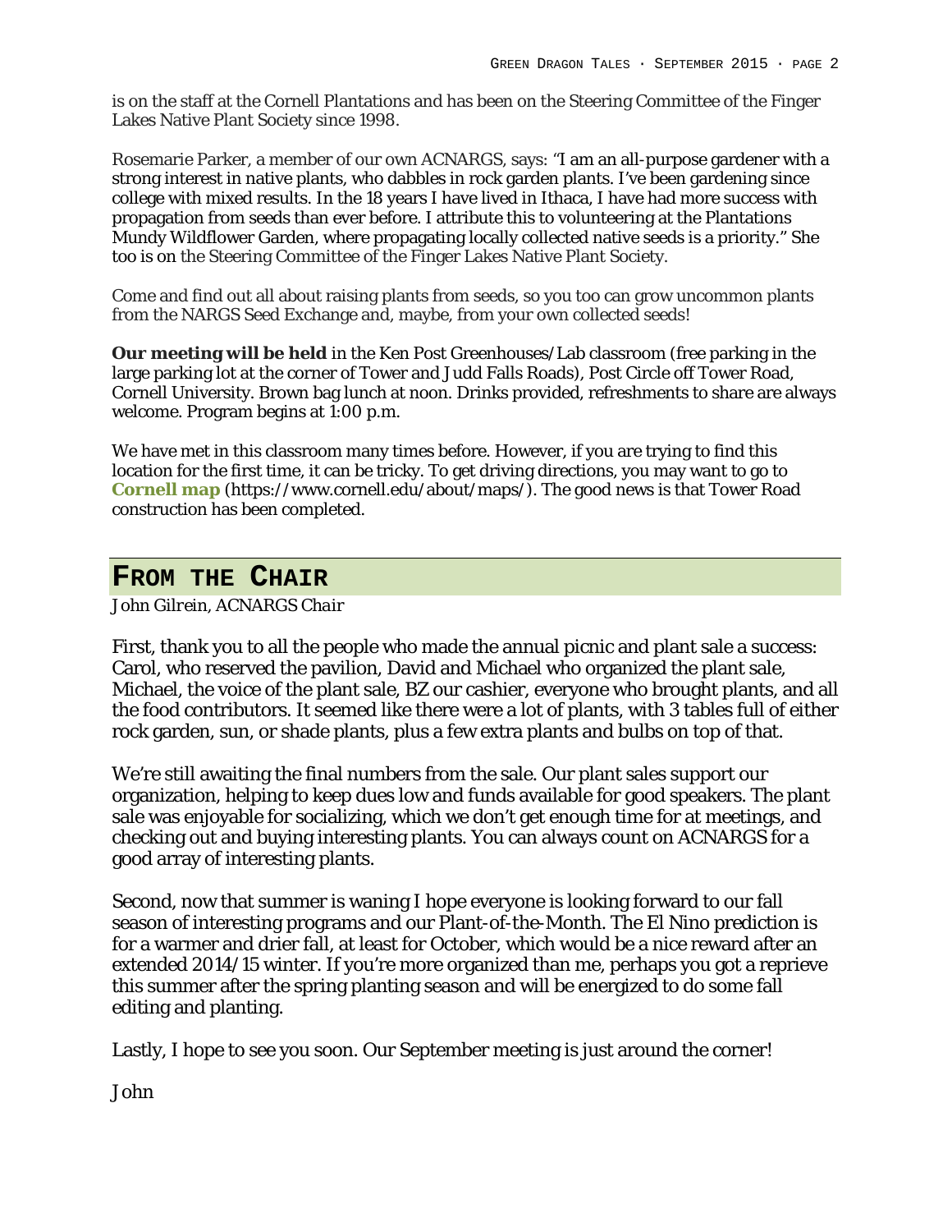is on the staff at the Cornell Plantations and has been on the Steering Committee of the Finger Lakes Native Plant Society since 1998.

Rosemarie Parker, a member of our own ACNARGS, says: "I am an all-purpose gardener with a strong interest in native plants, who dabbles in rock garden plants. I've been gardening since college with mixed results. In the 18 years I have lived in Ithaca, I have had more success with propagation from seeds than ever before. I attribute this to volunteering at the Plantations Mundy Wildflower Garden, where propagating locally collected native seeds is a priority." She too is on the Steering Committee of the Finger Lakes Native Plant Society.

Come and find out all about raising plants from seeds, so you too can grow uncommon plants from the NARGS Seed Exchange and, maybe, from your own collected seeds!

**Our meeting will be held** in the Ken Post Greenhouses/Lab classroom (free parking in the large parking lot at the corner of Tower and Judd Falls Roads), Post Circle off Tower Road, Cornell University. Brown bag lunch at noon. Drinks provided, refreshments to share are always welcome. Program begins at 1:00 p.m.

We have met in this classroom many times before. However, if you are trying to find this location for the first time, it can be tricky. To get driving directions, you may want to go to **Cornell map** (https://www.cornell.edu/about/maps/). The good news is that Tower Road construction has been completed.

## FROM THE CHAIR

*John Gilrein, ACNARGS Chair*

First, thank you to all the people who made the annual picnic and plant sale a success: Carol, who reserved the pavilion, David and Michael who organized the plant sale, Michael, the voice of the plant sale, BZ our cashier, everyone who brought plants, and all the food contributors. It seemed like there were a lot of plants, with 3 tables full of either rock garden, sun, or shade plants, plus a few extra plants and bulbs on top of that.

We're still awaiting the final numbers from the sale. Our plant sales support our organization, helping to keep dues low and funds available for good speakers. The plant sale was enjoyable for socializing, which we don't get enough time for at meetings, and checking out and buying interesting plants. You can always count on ACNARGS for a good array of interesting plants.

Second, now that summer is waning I hope everyone is looking forward to our fall season of interesting programs and our Plant-of-the-Month. The El Nino prediction is for a warmer and drier fall, at least for October, which would be a nice reward after an extended 2014/15 winter. If you're more organized than me, perhaps you got a reprieve this summer after the spring planting season and will be energized to do some fall editing and planting.

Lastly, I hope to see you soon. Our September meeting is just around the corner!

John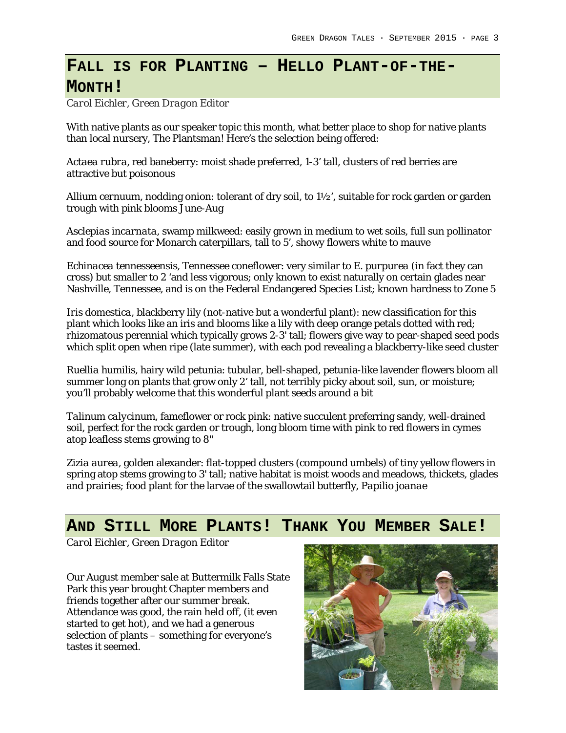## Fall is for Planting – Hello Plant-of-the-Month!

*Carol Eichler, Green Dragon Editor*

With native plants as our speaker topic this month, what better place to shop for native plants than local nursery, The Plantsman! Here's the selection being offered:

*Actaea rubra*, red baneberry: moist shade preferred, 1-3' tall, clusters of red berries are attractive but poisonous

*Allium cernuum*, nodding onion: tolerant of dry soil, to 1½', suitable for rock garden or garden trough with pink blooms June-Aug

*Asclepias incarnata*, swamp milkweed: easily grown in medium to wet soils, full sun pollinator and food source for Monarch caterpillars, tall to 5', showy flowers white to mauve

*Echinacea tennesseensis*, Tennessee coneflower: very similar to *E. purpurea* (in fact they can cross) but smaller to 2 'and less vigorous; only known to exist naturally on certain glades near Nashville, Tennessee, and is on the Federal Endangered Species List; known hardness to Zone 5

*Iris domestica*, blackberry lily (not-native but a wonderful plant): new classification for this plant which looks like an iris and blooms like a lily with deep orange petals dotted with red; rhizomatous perennial which typically grows 2-3' tall; flowers give way to pear-shaped seed pods which split open when ripe (late summer), with each pod revealing a blackberry-like seed cluster

*Ruellia humilis*, hairy wild petunia: tubular, bell-shaped, petunia-like lavender flowers bloom all summer long on plants that grow only 2' tall, not terribly picky about soil, sun, or moisture; you'll probably welcome that this wonderful plant seeds around a bit

*Talinum calycinum*, fameflower or rock pink: native succulent preferring sandy, well-drained soil, perfect for the rock garden or trough, long bloom time with pink to red flowers in cymes atop leafless stems growing to 8"

*Zizia aurea*, golden alexander: flat-topped clusters (compound umbels) of tiny yellow flowers in spring atop stems growing to 3' tall; native habitat is moist woods and meadows, thickets, glades and prairies; food plant for the larvae of the swallowtail butterfly, *Papilio joanae*

## And Still More Plants! Thank You Member Sale!

*Carol Eichler, Green Dragon Editor*

Our August member sale at Buttermilk Falls State Park this year brought Chapter members and friends together after our summer break. Attendance was good, the rain held off, (it even started to get hot), and we had a generous selection of plants – something for everyone's tastes it seemed.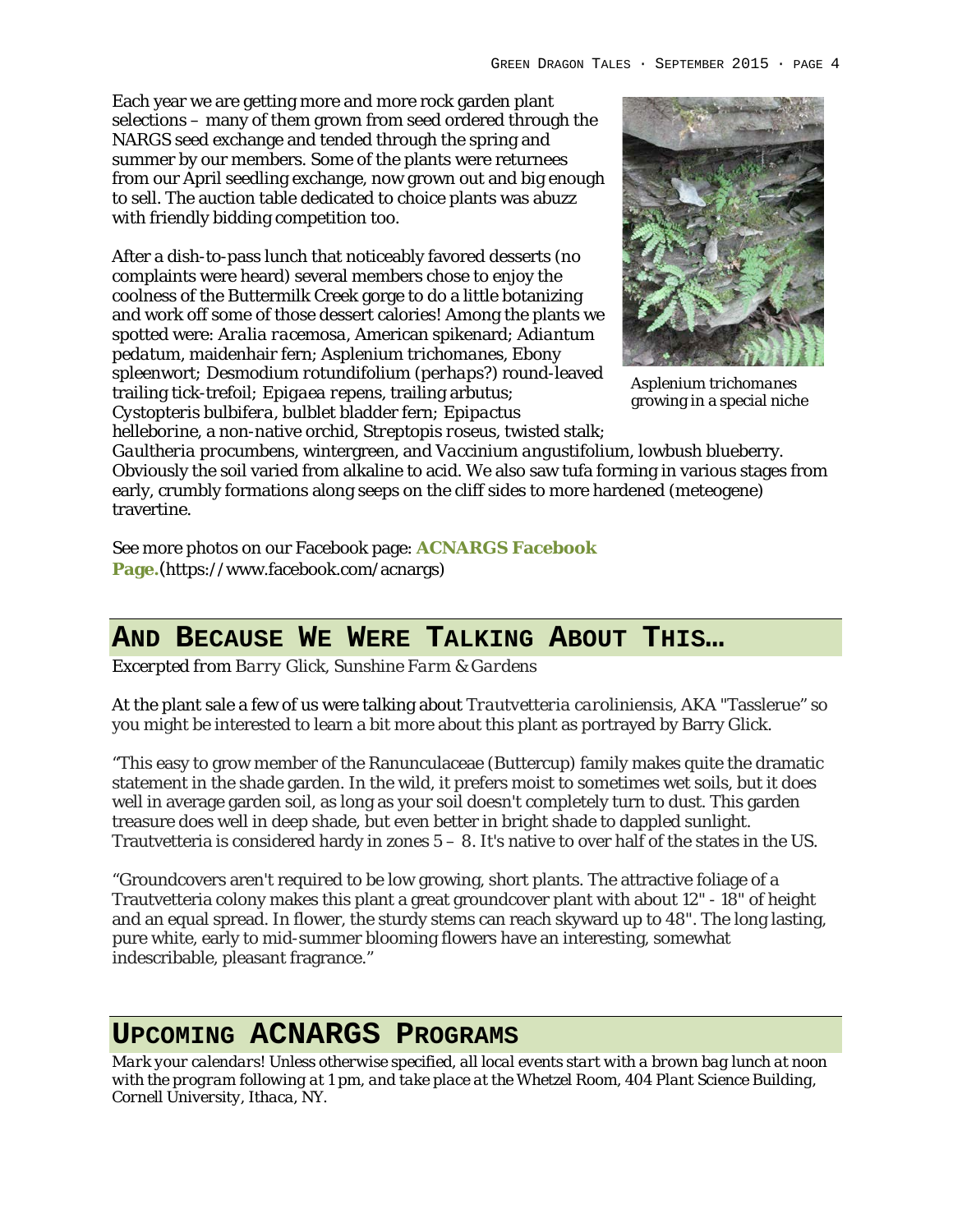Each year we are getting more and more rock garden plant selections – many of them grown from seed ordered through the NARGS seed exchange and tended through the spring and summer by our members. Some of the plants were returnees from our April seedling exchange, now grown out and big enough to sell. The auction table dedicated to choice plants was abuzz with friendly bidding competition too.

After a dish-to-pass lunch that noticeably favored desserts (no complaints were heard) several members chose to enjoy the coolness of the Buttermilk Creek gorge to do a little botanizing and work off some of those dessert calories! Among the plants we spotted were: *Aralia racemosa*, American spikenard; *Adiantum pedatum*, maidenhair fern; *Asplenium trichomanes*, Ebony spleenwort; *Desmodium rotundifolium (perhaps?)* round-leaved trailing tick-trefoil; *Epigaea repens*, trailing arbutus; *Cystopteris bulbifera*, bulblet bladder fern; *Epipactus helleborine*, a non-native orchid, *Streptopis roseus*, twisted stalk; *Gaultheria procumbens*, wintergreen, and *Vaccinium angustifolium*, lowbush blueberry. Obviously the soil varied from alkaline to acid. We also saw tufa forming in various stages from early, crumbly formations along seeps on the cliff sides to more hardened (meteogene) travertine.

*Asplenium trichomanes growing in a special niche*

See more photos on our Facebook page: **ACNARGS Facebook Page.**(https://www.facebook.com/acnargs)

## AND BECAUSE WE WERE TALKING ABOUT THIS…

Excerpted from *Barry Glick, Sunshine Farm & Gardens*

At the plant sale a few of us were talking about *Trautvetteria caroliniensis*, AKA "Tasslerue" so you might be interested to learn a bit more about this plant as portrayed by Barry Glick.

"This easy to grow member of the Ranunculaceae (Buttercup) family makes quite the dramatic statement in the shade garden. In the wild, it prefers moist to sometimes wet soils, but it does well in average garden soil, as long as your soil doesn't completely turn to dust. This garden treasure does well in deep shade, but even better in bright shade to dappled sunlight. Trautvetteria is considered hardy in zones 5 – 8. It's native to over half of the states in the US.

"Groundcovers aren't required to be low growing, short plants. The attractive foliage of a Trautvetteria colony makes this plant a great groundcover plant with about 12" - 18" of height and an equal spread. In flower, the sturdy stems can reach skyward up to 48". The long lasting, pure white, early to mid-summer blooming flowers have an interesting, somewhat indescribable, pleasant fragrance."

## UPCOMING ACNARGS PROGRAMS

*Mark your calendars! Unless otherwise specified, all local events start with a brown bag lunch at noon with the program following at 1 pm, and take place at the Whetzel Room, 404 Plant Science Building, Cornell University, Ithaca, NY.*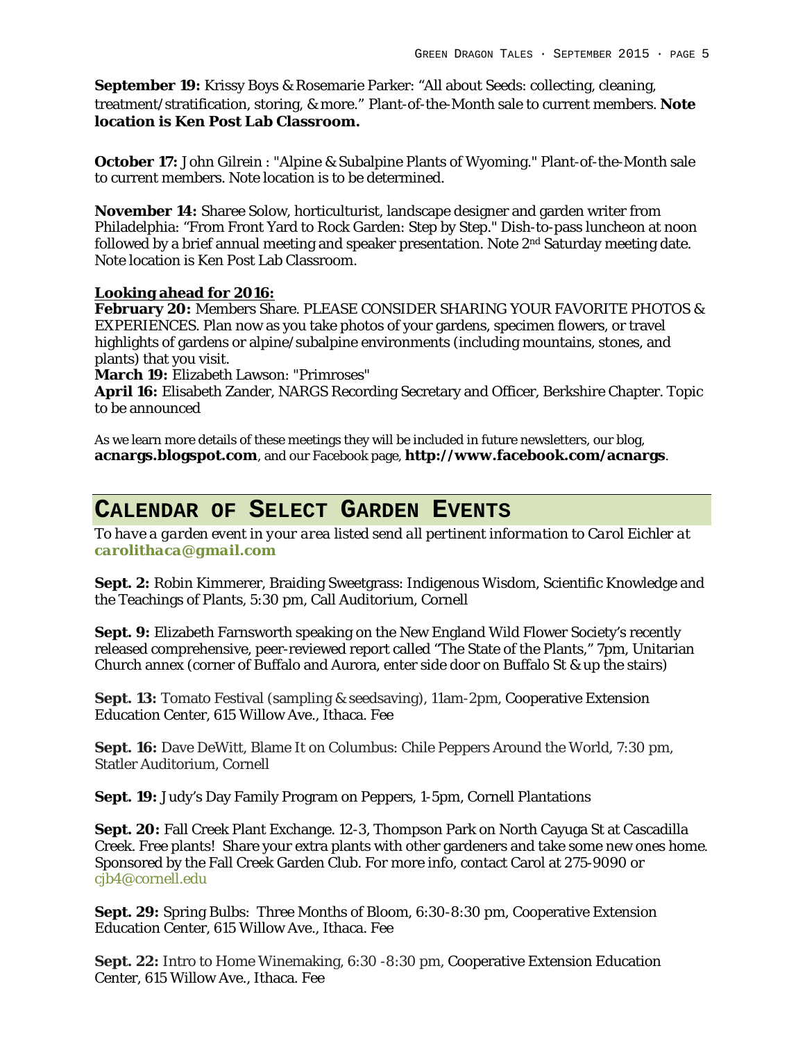**September 19:** Krissy Boys & Rosemarie Parker: "All about Seeds: collecting, cleaning, treatment/stratification, storing, & more." Plant-of-the-Month sale to current members. **Note location is Ken Post Lab Classroom.**

**October 17:** John Gilrein : "Alpine & Subalpine Plants of Wyoming." Plant-of-the-Month sale to current members. Note location is to be determined.

**November 14:** Sharee Solow, horticulturist, landscape designer and garden writer from Philadelphia: "From Front Yard to Rock Garden: Step by Step." Dish-to-pass luncheon at noon followed by a brief annual meeting and speaker presentation. Note 2nd Saturday meeting date. Note location is Ken Post Lab Classroom.

**Looking ahead for 2016:**

**February 20:** Members Share. PLEASE CONSIDER SHARING YOUR FAVORITE PHOTOS & EXPERIENCES. Plan now as you take photos of your gardens, specimen flowers, or travel highlights of gardens or alpine/subalpine environments (including mountains, stones, and plants) that you visit.

**March 19:** Elizabeth Lawson: "Primroses"

**April 16:** Elisabeth Zander, NARGS Recording Secretary and Officer, Berkshire Chapter. Topic to be announced

As we learn more details of these meetings they will be included in future newsletters, our blog, **acnargs.blogspot.com**, and our Facebook page, **http://www.facebook.com/acnargs**.

## CALENDAR OF SELECT GARDEN EVENTS

*To have a garden event in your area listed send all pertinent information to Carol Eichler at* ***carolithaca@gmail.com***

**Sept. 2:** Robin Kimmerer, Braiding Sweetgrass: Indigenous Wisdom, Scientific Knowledge and the Teachings of Plants, 5:30 pm, Call Auditorium, Cornell

**Sept. 9:** Elizabeth Farnsworth speaking on the New England Wild Flower Society's recently released comprehensive, peer-reviewed report called "The State of the Plants," 7pm, Unitarian Church annex (corner of Buffalo and Aurora, enter side door on Buffalo St & up the stairs)

**Sept. 13:** Tomato Festival (sampling & seedsaving), 11am-2pm, Cooperative Extension Education Center, 615 Willow Ave., Ithaca. Fee

**Sept. 16:** Dave DeWitt, Blame It on Columbus: Chile Peppers Around the World, 7:30 pm, Statler Auditorium, Cornell

**Sept. 19:** Judy's Day Family Program on Peppers, 1-5pm, Cornell Plantations

**Sept. 20:** Fall Creek Plant Exchange. 12-3, Thompson Park on North Cayuga St at Cascadilla Creek. Free plants! Share your extra plants with other gardeners and take some new ones home. Sponsored by the Fall Creek Garden Club. For more info, contact Carol at 275-9090 or cjb4@cornell.edu

**Sept. 29:** Spring Bulbs: Three Months of Bloom, 6:30-8:30 pm, Cooperative Extension Education Center, 615 Willow Ave., Ithaca. Fee

**Sept. 22:** Intro to Home Winemaking, 6:30 -8:30 pm, Cooperative Extension Education Center, 615 Willow Ave., Ithaca. Fee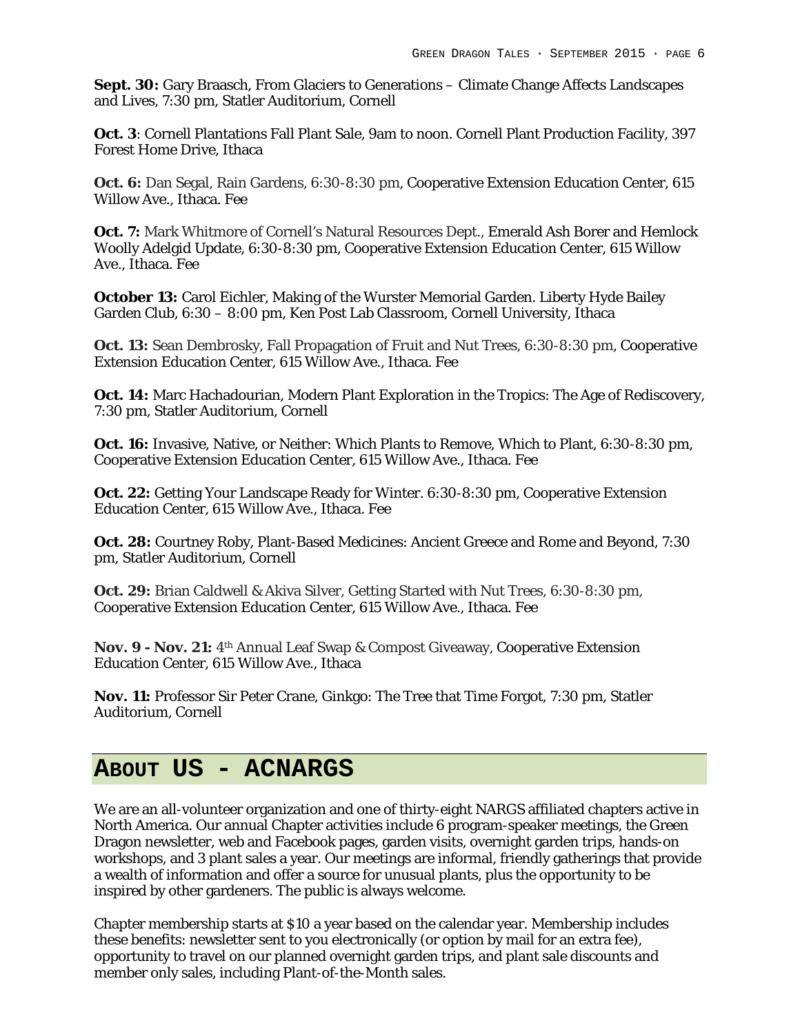**Sept. 30:** Gary Braasch, From Glaciers to Generations – Climate Change Affects Landscapes and Lives, 7:30 pm, Statler Auditorium, Cornell

**Oct. 3**: Cornell Plantations Fall Plant Sale, 9am to noon. Cornell Plant Production Facility, 397 Forest Home Drive, Ithaca

**Oct. 6:** Dan Segal, Rain Gardens, 6:30-8:30 pm, Cooperative Extension Education Center, 615 Willow Ave., Ithaca. Fee

**Oct. 7:** Mark Whitmore of Cornell's Natural Resources Dept., Emerald Ash Borer and Hemlock Woolly Adelgid Update, 6:30-8:30 pm, Cooperative Extension Education Center, 615 Willow Ave., Ithaca. Fee

**October 13:** Carol Eichler, Making of the Wurster Memorial Garden. Liberty Hyde Bailey Garden Club, 6:30 – 8:00 pm, Ken Post Lab Classroom, Cornell University, Ithaca

**Oct. 13:** Sean Dembrosky, Fall Propagation of Fruit and Nut Trees, 6:30-8:30 pm, Cooperative Extension Education Center, 615 Willow Ave., Ithaca. Fee

**Oct. 14:** Marc Hachadourian, Modern Plant Exploration in the Tropics: The Age of Rediscovery, 7:30 pm, Statler Auditorium, Cornell

**Oct. 16:** Invasive, Native, or Neither: Which Plants to Remove, Which to Plant, 6:30-8:30 pm, Cooperative Extension Education Center, 615 Willow Ave., Ithaca. Fee

**Oct. 22:** Getting Your Landscape Ready for Winter. 6:30-8:30 pm, Cooperative Extension Education Center, 615 Willow Ave., Ithaca. Fee

**Oct. 28:** Courtney Roby, Plant-Based Medicines: Ancient Greece and Rome and Beyond, 7:30 pm, Statler Auditorium, Cornell

**Oct. 29:** Brian Caldwell & Akiva Silver, Getting Started with Nut Trees, 6:30-8:30 pm, Cooperative Extension Education Center, 615 Willow Ave., Ithaca. Fee

**Nov. 9 - Nov. 21:** 4th Annual Leaf Swap & Compost Giveaway, Cooperative Extension Education Center, 615 Willow Ave., Ithaca

**Nov. 11:** Professor Sir Peter Crane, Ginkgo: The Tree that Time Forgot, 7:30 pm, Statler Auditorium, Cornell

## ABOUT US - ACNARGS

We are an all-volunteer organization and one of thirty-eight NARGS affiliated chapters active in North America. Our annual Chapter activities include 6 program-speaker meetings, the Green Dragon newsletter, web and Facebook pages, garden visits, overnight garden trips, hands-on workshops, and 3 plant sales a year. Our meetings are informal, friendly gatherings that provide a wealth of information and offer a source for unusual plants, plus the opportunity to be inspired by other gardeners. The public is always welcome.

Chapter membership starts at $10 a year based on the calendar year. Membership includes these benefits: newsletter sent to you electronically (or option by mail for an extra fee), opportunity to travel on our planned overnight garden trips, and plant sale discounts and member only sales, including Plant-of-the-Month sales.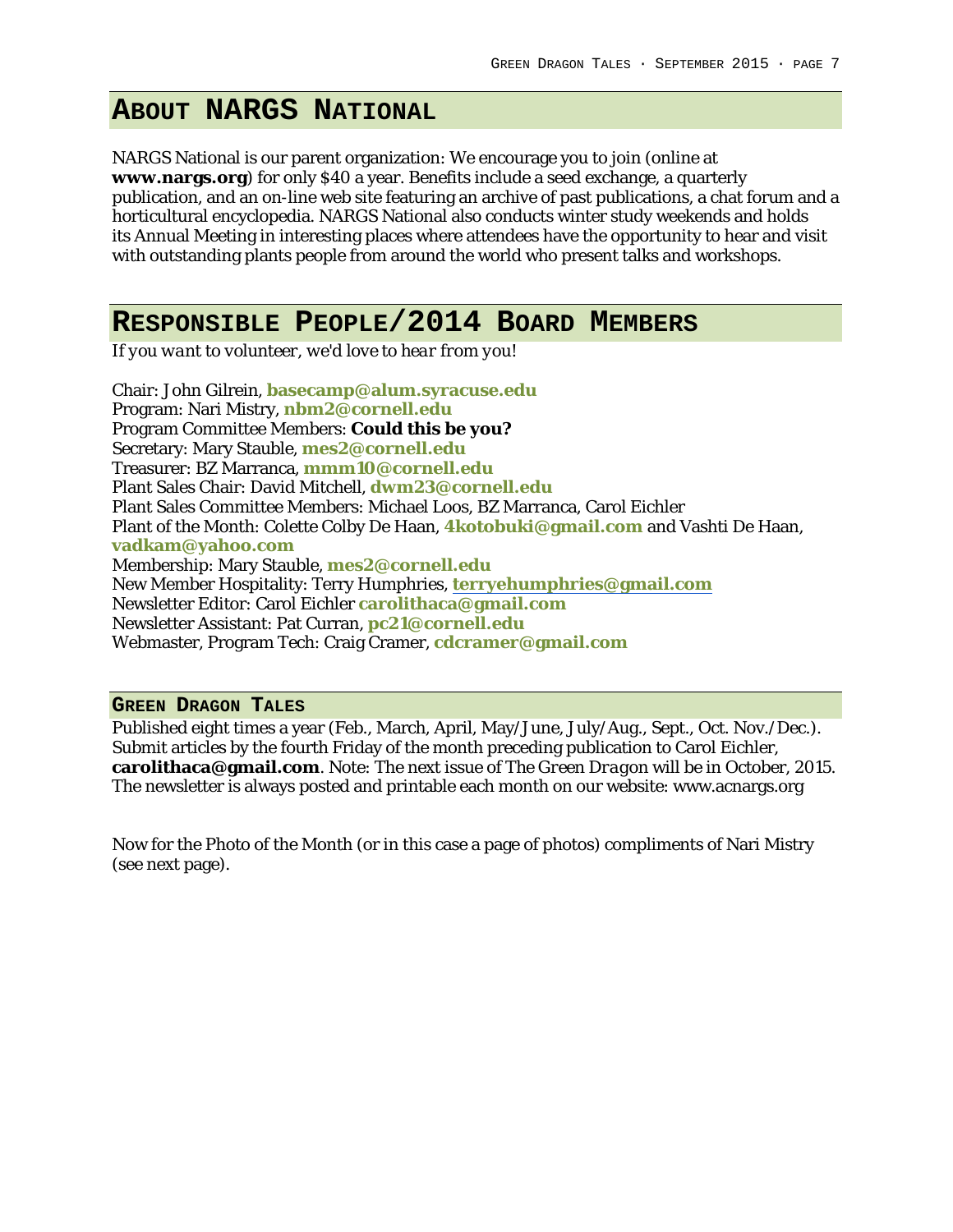# About NARGS National

NARGS National is our parent organization: We encourage you to join (online at **www.nargs.org**) for only $40 a year. Benefits include a seed exchange, a quarterly publication, and an on-line web site featuring an archive of past publications, a chat forum and a horticultural encyclopedia. NARGS National also conducts winter study weekends and holds its Annual Meeting in interesting places where attendees have the opportunity to hear and visit with outstanding plants people from around the world who present talks and workshops.

# Responsible People/2014 Board Members

*If you want to volunteer, we'd love to hear from you!*

Chair: John Gilrein, **basecamp@alum.syracuse.edu**
Program: Nari Mistry, **nbm2@cornell.edu**
Program Committee Members: **Could this be you?**
Secretary: Mary Stauble, **mes2@cornell.edu**
Treasurer: BZ Marranca, **mmm10@cornell.edu**
Plant Sales Chair: David Mitchell, **dwm23@cornell.edu**
Plant Sales Committee Members: Michael Loos, BZ Marranca, Carol Eichler
Plant of the Month: Colette Colby De Haan, **4kotobuki@gmail.com** and Vashti De Haan, **vadkam@yahoo.com**
Membership: Mary Stauble, **mes2@cornell.edu**
New Member Hospitality: Terry Humphries, **terryehumphries@gmail.com**
Newsletter Editor: Carol Eichler **carolithaca@gmail.com**
Newsletter Assistant: Pat Curran, **pc21@cornell.edu**
Webmaster, Program Tech: Craig Cramer, **cdcramer@gmail.com**

## Green Dragon Tales

Published eight times a year (Feb., March, April, May/June, July/Aug., Sept., Oct. Nov./Dec.). Submit articles by the fourth Friday of the month preceding publication to Carol Eichler, **carolithaca@gmail.com**. Note: The next issue of *The Green Dragon* will be in October, 2015. The newsletter is always posted and printable each month on our website: www.acnargs.org

Now for the Photo of the Month (or in this case a page of photos) compliments of Nari Mistry (see next page).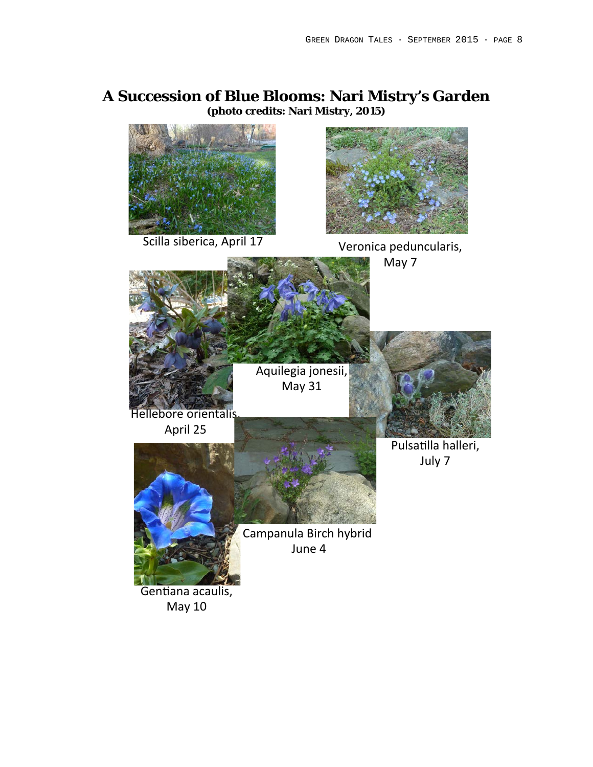# A Succession of Blue Blooms: Nari Mistry's Garden

**(photo credits: Nari Mistry, 2015)**

Scilla siberica, April 17

Veronica peduncularis, May 7

Aquilegia jonesii, May 31

Hellebore orientalis, April 25

Pulsatilla halleri, July 7

Campanula Birch hybrid June 4

Gentiana acaulis, May 10